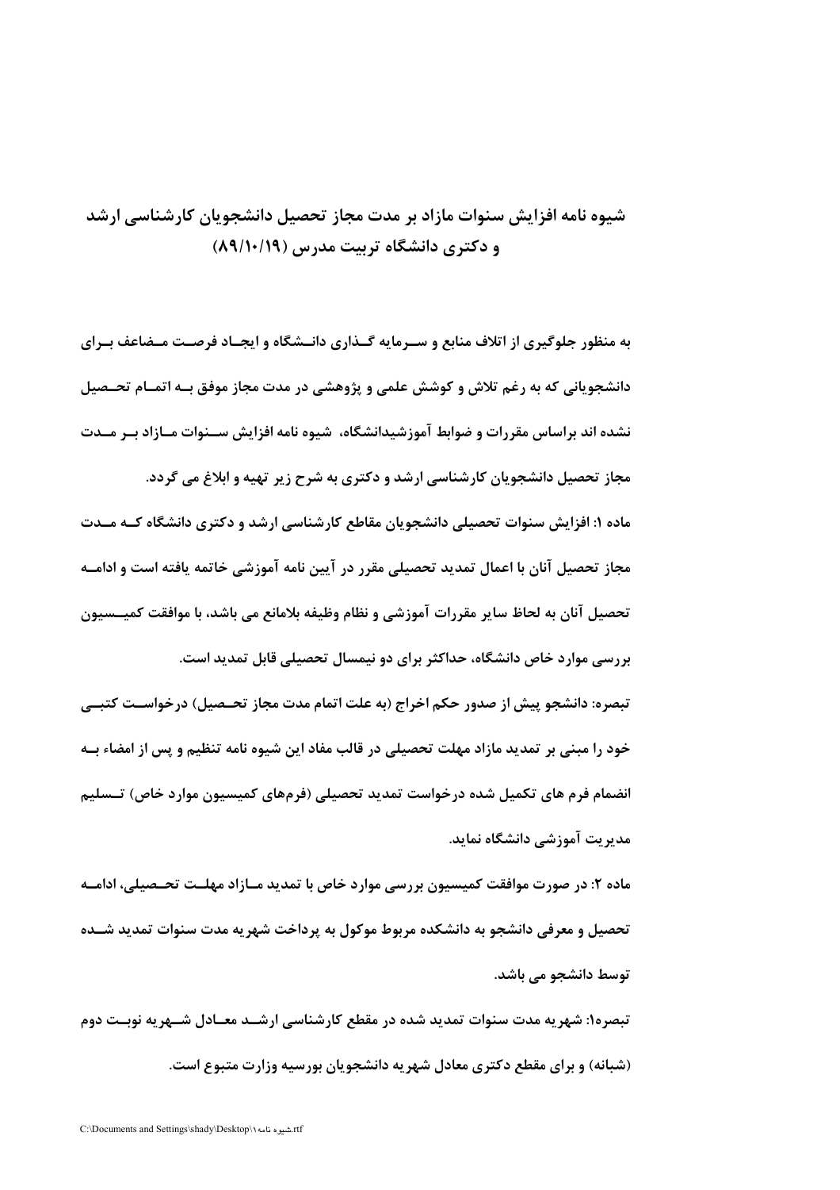# شیوه نامه افزایش سنوات مازاد بر مدت مجاز تحصیل دانشجویان کارشناسی ارشد و دکتری دانشگاه تربیت مدرس (۸۹/۱۰/۱۹)

**به منظور جلوگیری از اتلاف منابع و سرمایه گذاری دانشگاه و ایجاد فرصت مضاعف برای دانشجویانی که به رغم تلاش و کوشش علمی و پژوهشی در مدت مجاز موفق به اتمام تحصیل نشده اند براساس مقررات و ضوابط آموزشیدانشگاه، شیوه نامه افزایش سنوات مازاد بر مدت مجاز تحصیل دانشجویان کارشناسی ارشد و دکتری به شرح زیر تهیه و ابلاغ می گردد.**

**ماده ۱: افزایش سنوات تحصیلی دانشجویان مقاطع کارشناسی ارشد و دکتری دانشگاه که مدت مجاز تحصیل آنان با اعمال تمدید تحصیلی مقرر در آیین نامه آموزشی خاتمه یافته است و ادامه تحصیل آنان به لحاظ سایر مقررات آموزشی و نظام وظیفه بلامانع می باشد، با موافقت کمیسیون بررسی موارد خاص دانشگاه، حداکثر برای دو نیمسال تحصیلی قابل تمدید است.**

**تبصره: دانشجو پیش از صدور حکم اخراج (به علت اتمام مدت مجاز تحصیل) درخواست کتبی خود را مبنی بر تمدید مازاد مهلت تحصیلی در قالب مفاد این شیوه نامه تنظیم و پس از امضاء به انضمام فرم های تکمیل شده درخواست تمدید تحصیلی (فرمهای کمیسیون موارد خاص) تسلیم مدیریت آموزشی دانشگاه نماید.**

**ماده ۲: در صورت موافقت کمیسیون بررسی موارد خاص با تمدید مازاد مهلت تحصیلی، ادامه تحصیل و معرفی دانشجو به دانشکده مربوط موکول به پرداخت شهریه مدت سنوات تمدید شده توسط دانشجو می باشد.**

**تبصره۱: شهریه مدت سنوات تمدید شده در مقطع کارشناسی ارشد معادل شهریه نوبت دوم (شبانه) و برای مقطع دکتری معادل شهریه دانشجویان بورسیه وزارت متبوع است.**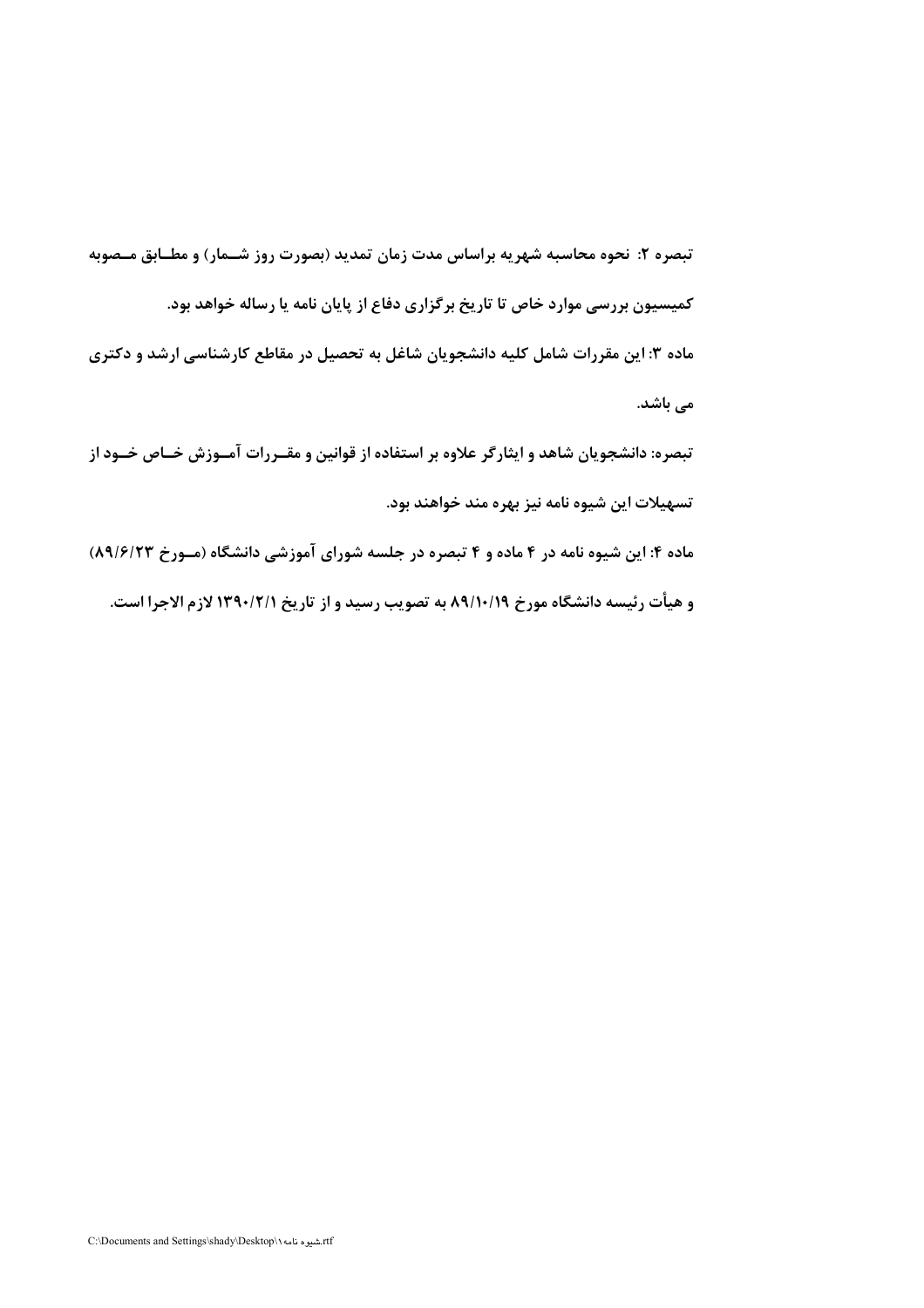**تبصره ۲: نحوه محاسبه شهریه براساس مدت زمان تمدید (بصورت روز شمار) و مطابق مصوبه کمیسیون بررسی موارد خاص تا تاریخ برگزاری دفاع از پایان نامه یا رساله خواهد بود.**

**ماده ۳: این مقررات شامل کلیه دانشجویان شاغل به تحصیل در مقاطع کارشناسی ارشد و دکتری می باشد.**

**تبصره: دانشجویان شاهد و ایثارگر علاوه بر استفاده از قوانین و مقررات آموزش خاص خود از تسهیلات این شیوه نامه نیز بهره مند خواهند بود.**

**ماده ۴: این شیوه نامه در ۴ ماده و ۴ تبصره در جلسه شورای آموزشی دانشگاه (مورخ ۸۹/۶/۲۳) و هیأت رئیسه دانشگاه مورخ ۸۹/۱۰/۱۹ به تصویب رسید و از تاریخ ۱۳۹۰/۲/۱ لازم الاجرا است.**